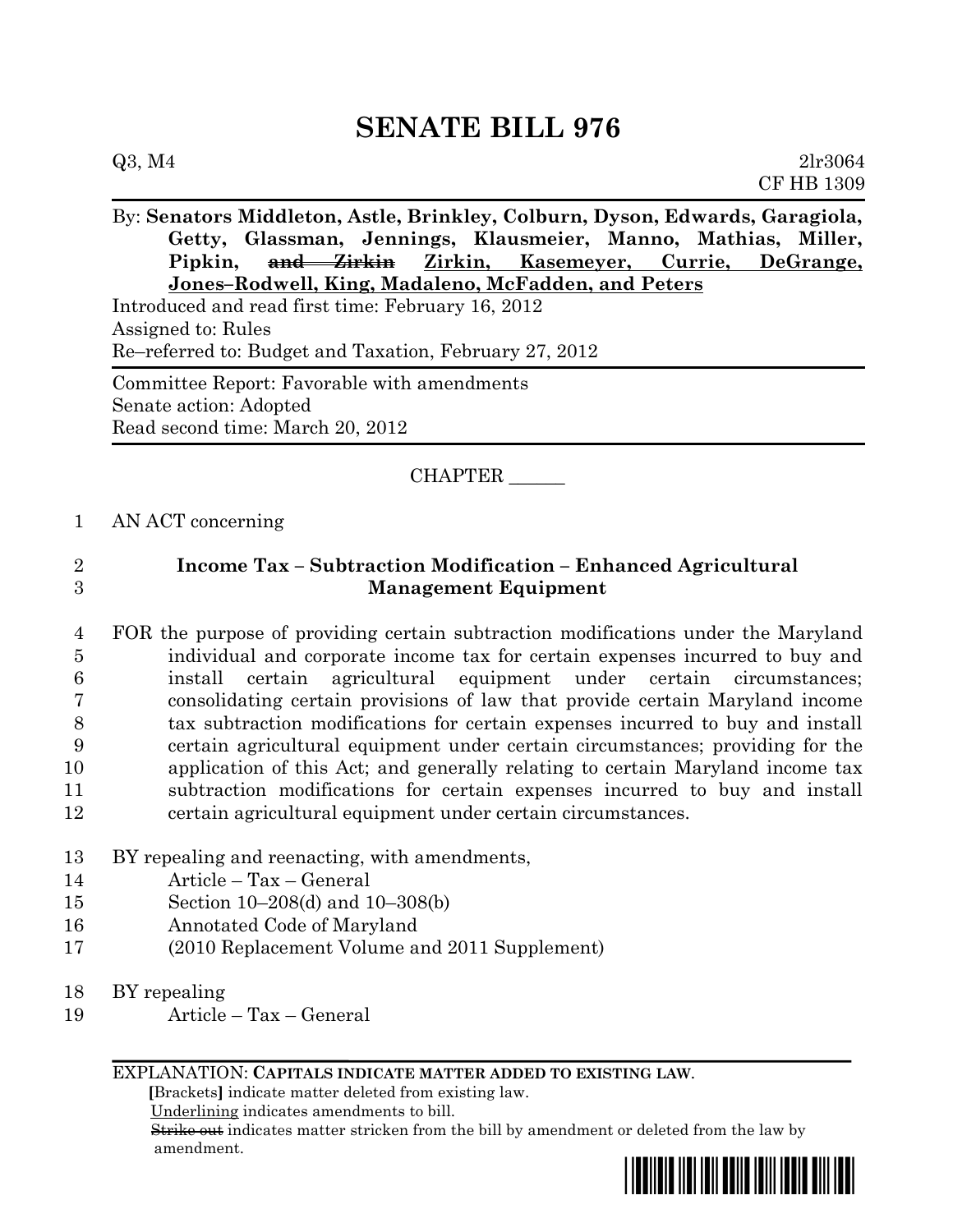# SENATE BILL 976

Q3, M4 2lr3064
CF HB 1309

By: **Senators Middleton, Astle, Brinkley, Colburn, Dyson, Edwards, Garagiola, Getty, Glassman, Jennings, Klausmeier, Manno, Mathias, Miller, Pipkin, ~~and Zirkin~~ Zirkin, Kasemeyer, Currie, DeGrange, Jones–Rodwell, King, Madaleno, McFadden, and Peters**

Introduced and read first time: February 16, 2012
Assigned to: Rules
Re–referred to: Budget and Taxation, February 27, 2012

Committee Report: Favorable with amendments
Senate action: Adopted
Read second time: March 20, 2012

CHAPTER ______

AN ACT concerning

**Income Tax – Subtraction Modification – Enhanced Agricultural Management Equipment**

FOR the purpose of providing certain subtraction modifications under the Maryland individual and corporate income tax for certain expenses incurred to buy and install certain agricultural equipment under certain circumstances; consolidating certain provisions of law that provide certain Maryland income tax subtraction modifications for certain expenses incurred to buy and install certain agricultural equipment under certain circumstances; providing for the application of this Act; and generally relating to certain Maryland income tax subtraction modifications for certain expenses incurred to buy and install certain agricultural equipment under certain circumstances.

BY repealing and reenacting, with amendments,
Article – Tax – General
Section 10–208(d) and 10–308(b)
Annotated Code of Maryland
(2010 Replacement Volume and 2011 Supplement)

BY repealing
Article – Tax – General

EXPLANATION: **CAPITALS INDICATE MATTER ADDED TO EXISTING LAW.**
**[**Brackets**]** indicate matter deleted from existing law.
Underlining indicates amendments to bill.
~~Strike out~~ indicates matter stricken from the bill by amendment or deleted from the law by amendment.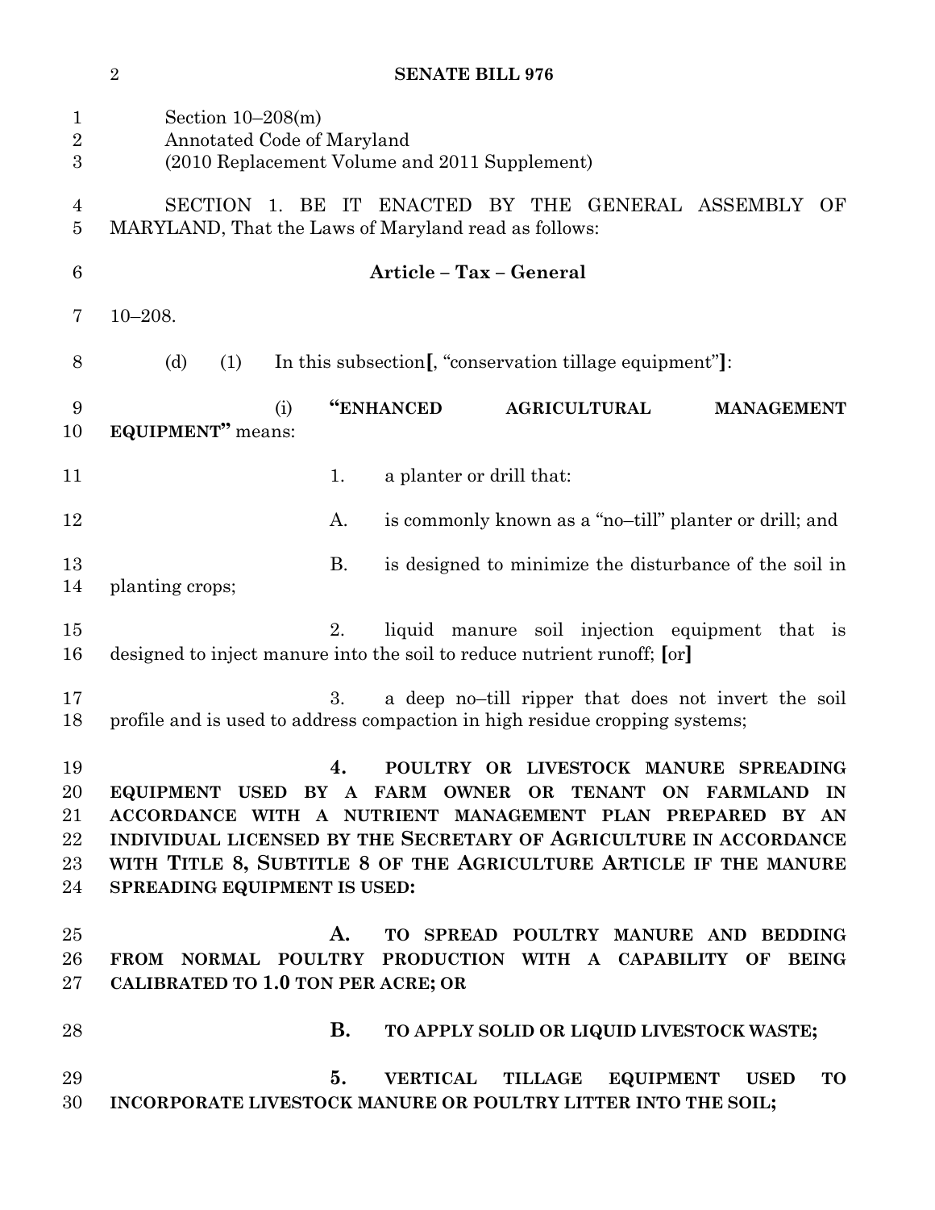Section 10–208(m)
Annotated Code of Maryland
(2010 Replacement Volume and 2011 Supplement)

SECTION 1. BE IT ENACTED BY THE GENERAL ASSEMBLY OF MARYLAND, That the Laws of Maryland read as follows:

**Article – Tax – General**

10–208.

(d) (1) In this subsection**[**, "conservation tillage equipment"**]**:

(i) **"ENHANCED AGRICULTURAL MANAGEMENT EQUIPMENT"** means:

1. a planter or drill that:

A. is commonly known as a "no–till" planter or drill; and

B. is designed to minimize the disturbance of the soil in planting crops;

2. liquid manure soil injection equipment that is designed to inject manure into the soil to reduce nutrient runoff; **[**or**]**

3. a deep no–till ripper that does not invert the soil profile and is used to address compaction in high residue cropping systems;

**4. POULTRY OR LIVESTOCK MANURE SPREADING EQUIPMENT USED BY A FARM OWNER OR TENANT ON FARMLAND IN ACCORDANCE WITH A NUTRIENT MANAGEMENT PLAN PREPARED BY AN INDIVIDUAL LICENSED BY THE SECRETARY OF AGRICULTURE IN ACCORDANCE WITH TITLE 8, SUBTITLE 8 OF THE AGRICULTURE ARTICLE IF THE MANURE SPREADING EQUIPMENT IS USED:**

**A. TO SPREAD POULTRY MANURE AND BEDDING FROM NORMAL POULTRY PRODUCTION WITH A CAPABILITY OF BEING CALIBRATED TO 1.0 TON PER ACRE; OR**

**B. TO APPLY SOLID OR LIQUID LIVESTOCK WASTE;**

**5. VERTICAL TILLAGE EQUIPMENT USED TO INCORPORATE LIVESTOCK MANURE OR POULTRY LITTER INTO THE SOIL;**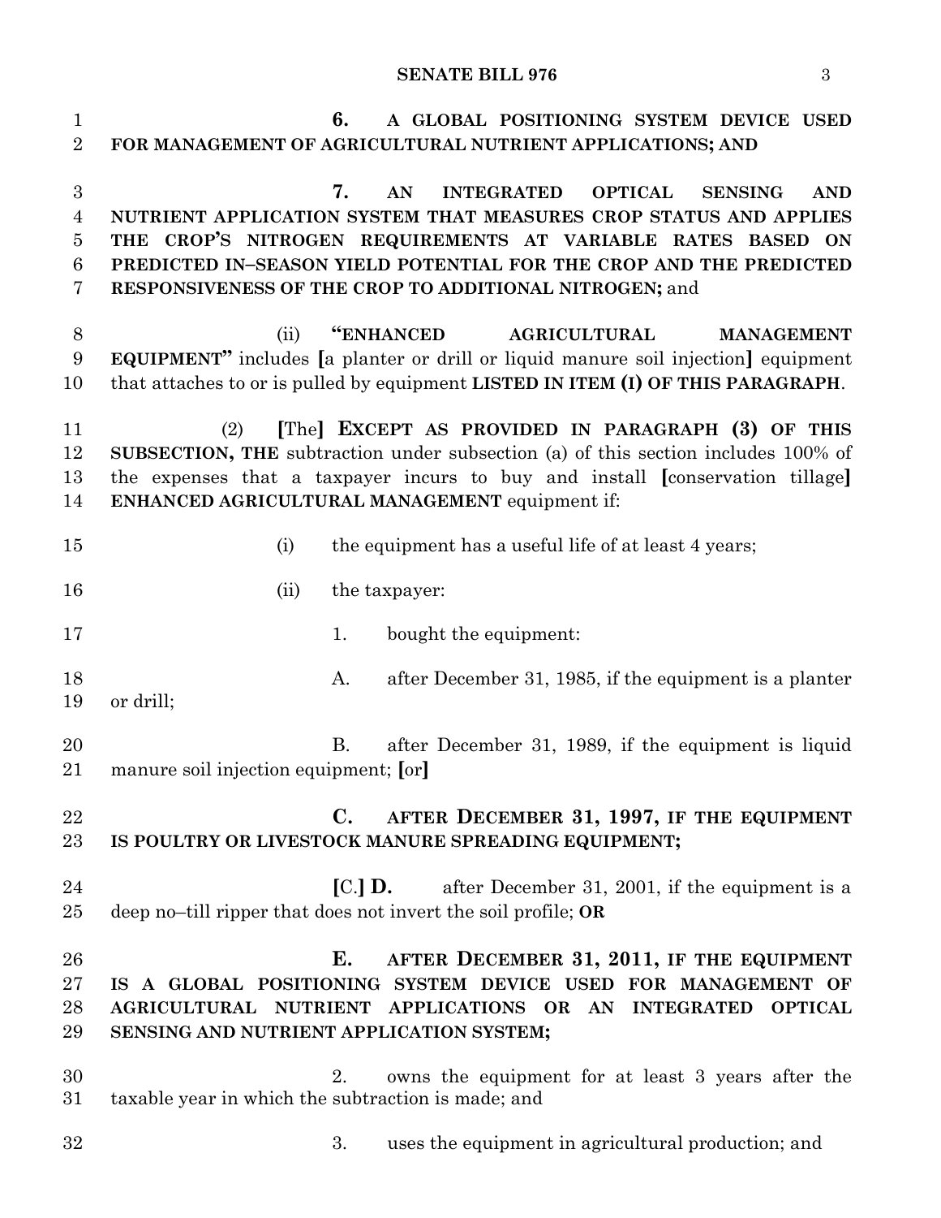6. **A GLOBAL POSITIONING SYSTEM DEVICE USED FOR MANAGEMENT OF AGRICULTURAL NUTRIENT APPLICATIONS; AND**

7. **AN INTEGRATED OPTICAL SENSING AND NUTRIENT APPLICATION SYSTEM THAT MEASURES CROP STATUS AND APPLIES THE CROP'S NITROGEN REQUIREMENTS AT VARIABLE RATES BASED ON PREDICTED IN–SEASON YIELD POTENTIAL FOR THE CROP AND THE PREDICTED RESPONSIVENESS OF THE CROP TO ADDITIONAL NITROGEN;** and

(ii) **"ENHANCED AGRICULTURAL MANAGEMENT EQUIPMENT"** includes **[**a planter or drill or liquid manure soil injection**]** equipment that attaches to or is pulled by equipment **LISTED IN ITEM (I) OF THIS PARAGRAPH**.

(2) **[**The**] EXCEPT AS PROVIDED IN PARAGRAPH (3) OF THIS SUBSECTION, THE** subtraction under subsection (a) of this section includes 100% of the expenses that a taxpayer incurs to buy and install **[**conservation tillage**] ENHANCED AGRICULTURAL MANAGEMENT** equipment if:

(i) the equipment has a useful life of at least 4 years;

(ii) the taxpayer:

1. bought the equipment:

A. after December 31, 1985, if the equipment is a planter or drill;

B. after December 31, 1989, if the equipment is liquid manure soil injection equipment; **[**or**]**

**C. AFTER DECEMBER 31, 1997, IF THE EQUIPMENT IS POULTRY OR LIVESTOCK MANURE SPREADING EQUIPMENT;**

**[**C.**] D.** after December 31, 2001, if the equipment is a deep no–till ripper that does not invert the soil profile; **OR**

**E. AFTER DECEMBER 31, 2011, IF THE EQUIPMENT IS A GLOBAL POSITIONING SYSTEM DEVICE USED FOR MANAGEMENT OF AGRICULTURAL NUTRIENT APPLICATIONS OR AN INTEGRATED OPTICAL SENSING AND NUTRIENT APPLICATION SYSTEM;**

2. owns the equipment for at least 3 years after the taxable year in which the subtraction is made; and

3. uses the equipment in agricultural production; and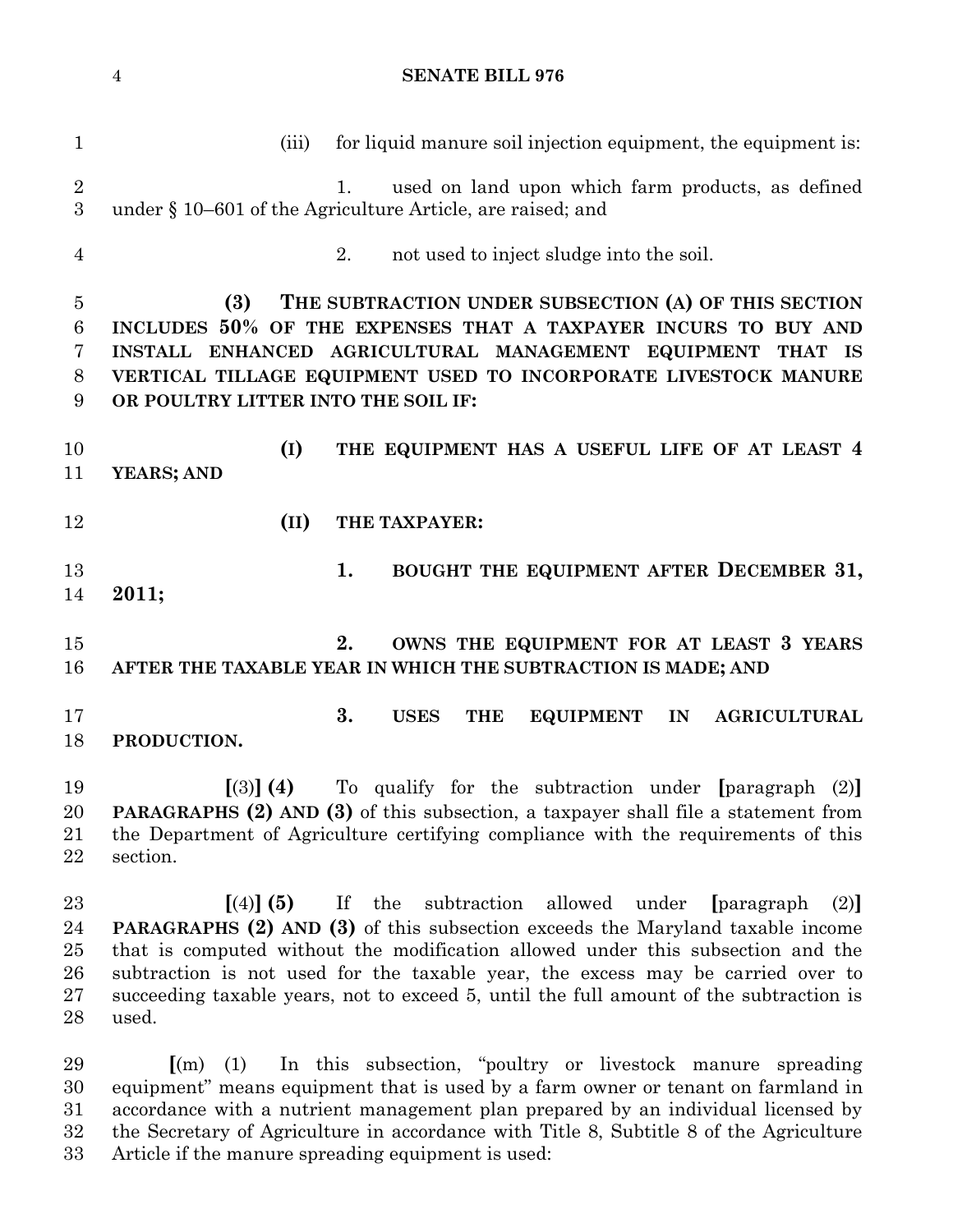(iii) for liquid manure soil injection equipment, the equipment is:

1. used on land upon which farm products, as defined under § 10–601 of the Agriculture Article, are raised; and

2. not used to inject sludge into the soil.

**(3) THE SUBTRACTION UNDER SUBSECTION (A) OF THIS SECTION INCLUDES 50% OF THE EXPENSES THAT A TAXPAYER INCURS TO BUY AND INSTALL ENHANCED AGRICULTURAL MANAGEMENT EQUIPMENT THAT IS VERTICAL TILLAGE EQUIPMENT USED TO INCORPORATE LIVESTOCK MANURE OR POULTRY LITTER INTO THE SOIL IF:**

**(I) THE EQUIPMENT HAS A USEFUL LIFE OF AT LEAST 4 YEARS; AND**

**(II) THE TAXPAYER:**

**1. BOUGHT THE EQUIPMENT AFTER DECEMBER 31, 2011;**

**2. OWNS THE EQUIPMENT FOR AT LEAST 3 YEARS AFTER THE TAXABLE YEAR IN WHICH THE SUBTRACTION IS MADE; AND**

**3. USES THE EQUIPMENT IN AGRICULTURAL PRODUCTION.**

[(3)] **(4)** To qualify for the subtraction under [paragraph (2)] **PARAGRAPHS (2) AND (3)** of this subsection, a taxpayer shall file a statement from the Department of Agriculture certifying compliance with the requirements of this section.

[(4)] **(5)** If the subtraction allowed under [paragraph (2)] **PARAGRAPHS (2) AND (3)** of this subsection exceeds the Maryland taxable income that is computed without the modification allowed under this subsection and the subtraction is not used for the taxable year, the excess may be carried over to succeeding taxable years, not to exceed 5, until the full amount of the subtraction is used.

[(m) (1) In this subsection, "poultry or livestock manure spreading equipment" means equipment that is used by a farm owner or tenant on farmland in accordance with a nutrient management plan prepared by an individual licensed by the Secretary of Agriculture in accordance with Title 8, Subtitle 8 of the Agriculture Article if the manure spreading equipment is used: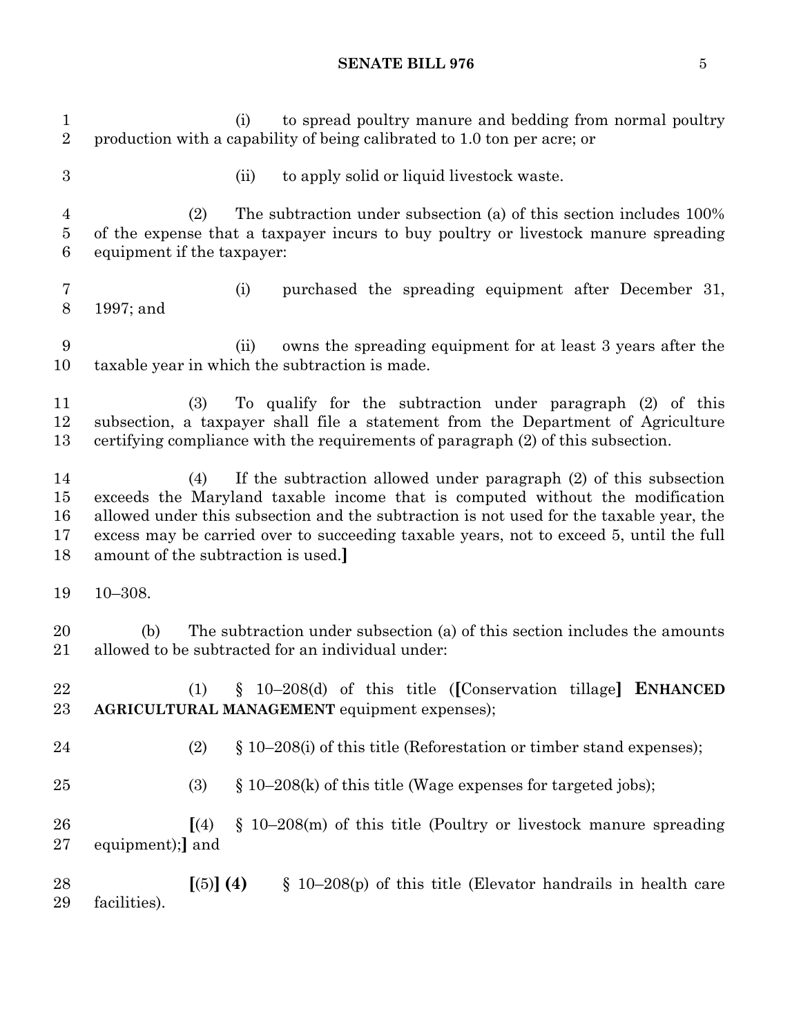(i) to spread poultry manure and bedding from normal poultry production with a capability of being calibrated to 1.0 ton per acre; or

(ii) to apply solid or liquid livestock waste.

(2) The subtraction under subsection (a) of this section includes 100% of the expense that a taxpayer incurs to buy poultry or livestock manure spreading equipment if the taxpayer:

(i) purchased the spreading equipment after December 31, 1997; and

(ii) owns the spreading equipment for at least 3 years after the taxable year in which the subtraction is made.

(3) To qualify for the subtraction under paragraph (2) of this subsection, a taxpayer shall file a statement from the Department of Agriculture certifying compliance with the requirements of paragraph (2) of this subsection.

(4) If the subtraction allowed under paragraph (2) of this subsection exceeds the Maryland taxable income that is computed without the modification allowed under this subsection and the subtraction is not used for the taxable year, the excess may be carried over to succeeding taxable years, not to exceed 5, until the full amount of the subtraction is used.**]**

10–308.

(b) The subtraction under subsection (a) of this section includes the amounts allowed to be subtracted for an individual under:

(1) § 10–208(d) of this title (**[**Conservation tillage**]** **ENHANCED AGRICULTURAL MANAGEMENT** equipment expenses);

(2) § 10–208(i) of this title (Reforestation or timber stand expenses);

(3) § 10–208(k) of this title (Wage expenses for targeted jobs);

**[**(4) § 10–208(m) of this title (Poultry or livestock manure spreading equipment);**]** and

**[**(5)**]** **(4)** § 10–208(p) of this title (Elevator handrails in health care facilities).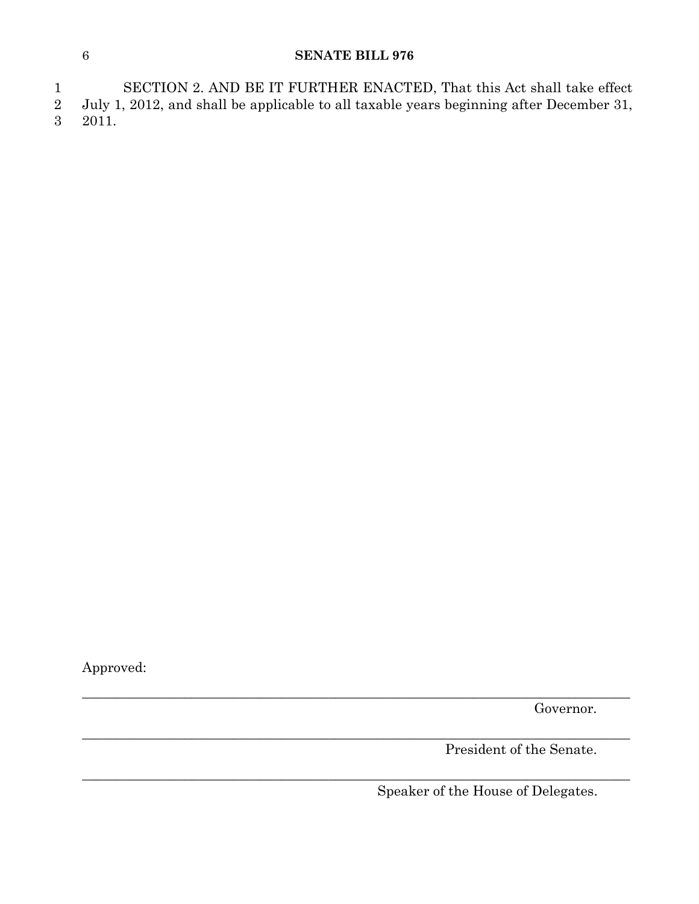SECTION 2. AND BE IT FURTHER ENACTED, That this Act shall take effect July 1, 2012, and shall be applicable to all taxable years beginning after December 31, 2011.

Approved:

\_\_\_\_\_\_\_\_\_\_\_\_\_\_\_\_\_\_\_\_\_\_\_\_\_\_\_\_\_\_\_\_\_\_\_\_\_\_\_\_\_\_\_\_

Governor.

\_\_\_\_\_\_\_\_\_\_\_\_\_\_\_\_\_\_\_\_\_\_\_\_\_\_\_\_\_\_\_\_\_\_\_\_\_\_\_\_\_\_\_\_

President of the Senate.

\_\_\_\_\_\_\_\_\_\_\_\_\_\_\_\_\_\_\_\_\_\_\_\_\_\_\_\_\_\_\_\_\_\_\_\_\_\_\_\_\_\_\_\_

Speaker of the House of Delegates.